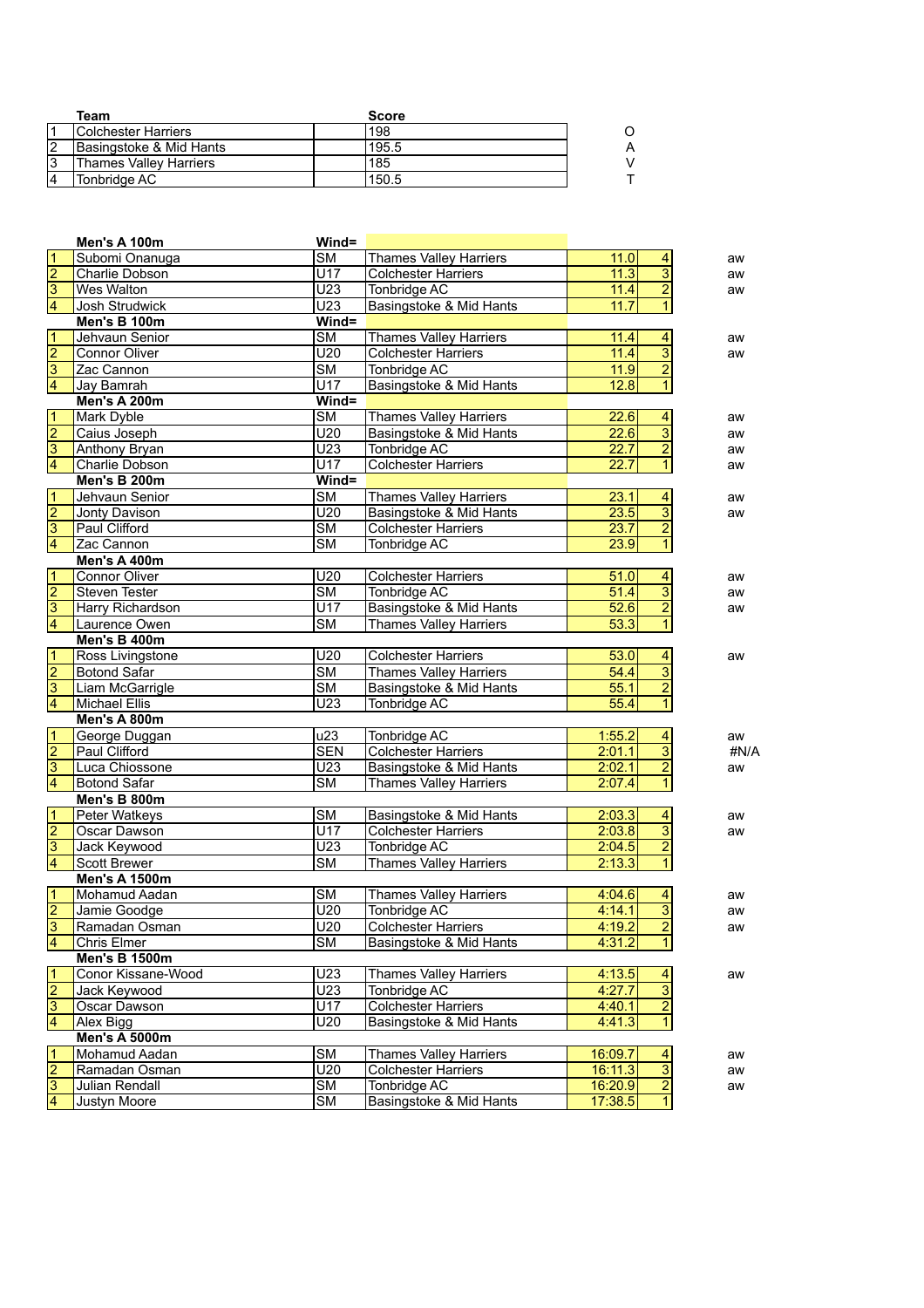| | Team | | Score | |
|---|---|---|---|---|
| 1 | Colchester Harriers | | 198 | O |
| 2 | Basingstoke & Mid Hants | | 195.5 | A |
| 3 | Thames Valley Harriers | | 185 | V |
| 4 | Tonbridge AC | | 150.5 | T |

| | **Men's A 100m** | **Wind=** | | | | |
|---|---|---|---|---|---|---|
| 1 | Subomi Onanuga | SM | Thames Valley Harriers | 11.0 | 4 | aw |
| 2 | Charlie Dobson | U17 | Colchester Harriers | 11.3 | 3 | aw |
| 3 | Wes Walton | U23 | Tonbridge AC | 11.4 | 2 | aw |
| 4 | Josh Strudwick | U23 | Basingstoke & Mid Hants | 11.7 | 1 | |
| | **Men's B 100m** | **Wind=** | | | | |
| 1 | Jehvaun Senior | SM | Thames Valley Harriers | 11.4 | 4 | aw |
| 2 | Connor Oliver | U20 | Colchester Harriers | 11.4 | 3 | aw |
| 3 | Zac Cannon | SM | Tonbridge AC | 11.9 | 2 | |
| 4 | Jay Bamrah | U17 | Basingstoke & Mid Hants | 12.8 | 1 | |
| | **Men's A 200m** | **Wind=** | | | | |
| 1 | Mark Dyble | SM | Thames Valley Harriers | 22.6 | 4 | aw |
| 2 | Caius Joseph | U20 | Basingstoke & Mid Hants | 22.6 | 3 | aw |
| 3 | Anthony Bryan | U23 | Tonbridge AC | 22.7 | 2 | aw |
| 4 | Charlie Dobson | U17 | Colchester Harriers | 22.7 | 1 | aw |
| | **Men's B 200m** | **Wind=** | | | | |
| 1 | Jehvaun Senior | SM | Thames Valley Harriers | 23.1 | 4 | aw |
| 2 | Jonty Davison | U20 | Basingstoke & Mid Hants | 23.5 | 3 | aw |
| 3 | Paul Clifford | SM | Colchester Harriers | 23.7 | 2 | |
| 4 | Zac Cannon | SM | Tonbridge AC | 23.9 | 1 | |
| | **Men's A 400m** | | | | | |
| 1 | Connor Oliver | U20 | Colchester Harriers | 51.0 | 4 | aw |
| 2 | Steven Tester | SM | Tonbridge AC | 51.4 | 3 | aw |
| 3 | Harry Richardson | U17 | Basingstoke & Mid Hants | 52.6 | 2 | aw |
| 4 | Laurence Owen | SM | Thames Valley Harriers | 53.3 | 1 | |
| | **Men's B 400m** | | | | | |
| 1 | Ross Livingstone | U20 | Colchester Harriers | 53.0 | 4 | aw |
| 2 | Botond Safar | SM | Thames Valley Harriers | 54.4 | 3 | |
| 3 | Liam McGarrigle | SM | Basingstoke & Mid Hants | 55.1 | 2 | |
| 4 | Michael Ellis | U23 | Tonbridge AC | 55.4 | 1 | |
| | **Men's A 800m** | | | | | |
| 1 | George Duggan | u23 | Tonbridge AC | 1:55.2 | 4 | aw |
| 2 | Paul Clifford | SEN | Colchester Harriers | 2:01.1 | 3 | #N/A |
| 3 | Luca Chiossone | U23 | Basingstoke & Mid Hants | 2:02.1 | 2 | aw |
| 4 | Botond Safar | SM | Thames Valley Harriers | 2:07.4 | 1 | |
| | **Men's B 800m** | | | | | |
| 1 | Peter Watkeys | SM | Basingstoke & Mid Hants | 2:03.3 | 4 | aw |
| 2 | Oscar Dawson | U17 | Colchester Harriers | 2:03.8 | 3 | aw |
| 3 | Jack Keywood | U23 | Tonbridge AC | 2:04.5 | 2 | |
| 4 | Scott Brewer | SM | Thames Valley Harriers | 2:13.3 | 1 | |
| | **Men's A 1500m** | | | | | |
| 1 | Mohamud Aadan | SM | Thames Valley Harriers | 4:04.6 | 4 | aw |
| 2 | Jamie Goodge | U20 | Tonbridge AC | 4:14.1 | 3 | aw |
| 3 | Ramadan Osman | U20 | Colchester Harriers | 4:19.2 | 2 | aw |
| 4 | Chris Elmer | SM | Basingstoke & Mid Hants | 4:31.2 | 1 | |
| | **Men's B 1500m** | | | | | |
| 1 | Conor Kissane-Wood | U23 | Thames Valley Harriers | 4:13.5 | 4 | aw |
| 2 | Jack Keywood | U23 | Tonbridge AC | 4:27.7 | 3 | |
| 3 | Oscar Dawson | U17 | Colchester Harriers | 4:40.1 | 2 | |
| 4 | Alex Bigg | U20 | Basingstoke & Mid Hants | 4:41.3 | 1 | |
| | **Men's A 5000m** | | | | | |
| 1 | Mohamud Aadan | SM | Thames Valley Harriers | 16:09.7 | 4 | aw |
| 2 | Ramadan Osman | U20 | Colchester Harriers | 16:11.3 | 3 | aw |
| 3 | Julian Rendall | SM | Tonbridge AC | 16:20.9 | 2 | aw |
| 4 | Justyn Moore | SM | Basingstoke & Mid Hants | 17:38.5 | 1 | |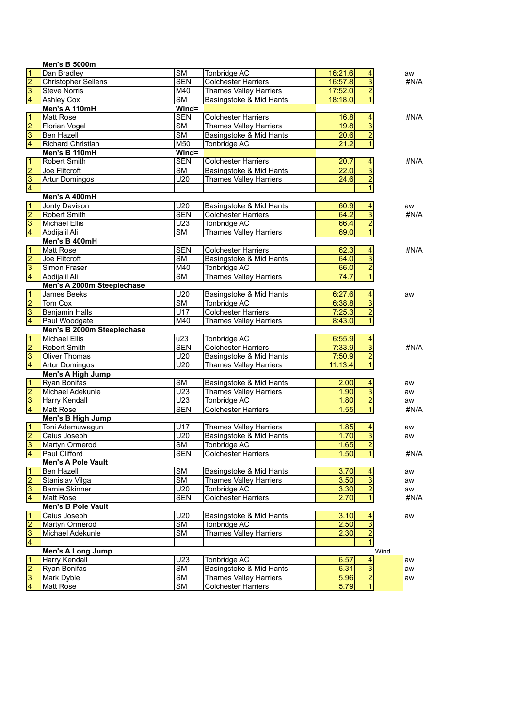| | **Men's B 5000m** | | | | | |
|---|---|---|---|---|---|---|
| 1 | Dan Bradley | SM | Tonbridge AC | 16:21.6 | 4 | aw |
| 2 | Christopher Sellens | SEN | Colchester Harriers | 16:57.8 | 3 | #N/A |
| 3 | Steve Norris | M40 | Thames Valley Harriers | 17:52.0 | 2 | |
| 4 | Ashley Cox | SM | Basingstoke & Mid Hants | 18:18.0 | 1 | |
| | **Men's A 110mH** | **Wind=** | | | | |
| 1 | Matt Rose | SEN | Colchester Harriers | 16.8 | 4 | #N/A |
| 2 | Florian Vogel | SM | Thames Valley Harriers | 19.8 | 3 | |
| 3 | Ben Hazell | SM | Basingstoke & Mid Hants | 20.6 | 2 | |
| 4 | Richard Christian | M50 | Tonbridge AC | 21.2 | 1 | |
| | **Men's B 110mH** | **Wind=** | | | | |
| 1 | Robert Smith | SEN | Colchester Harriers | 20.7 | 4 | #N/A |
| 2 | Joe Flitcroft | SM | Basingstoke & Mid Hants | 22.0 | 3 | |
| 3 | Artur Domingos | U20 | Thames Valley Harriers | 24.6 | 2 | |
| 4 | | | | | 1 | |
| | **Men's A 400mH** | | | | | |
| 1 | Jonty Davison | U20 | Basingstoke & Mid Hants | 60.9 | 4 | aw |
| 2 | Robert Smith | SEN | Colchester Harriers | 64.2 | 3 | #N/A |
| 3 | Michael Ellis | U23 | Tonbridge AC | 66.4 | 2 | |
| 4 | Abdijalil Ali | SM | Thames Valley Harriers | 69.0 | 1 | |
| | **Men's B 400mH** | | | | | |
| 1 | Matt Rose | SEN | Colchester Harriers | 62.3 | 4 | #N/A |
| 2 | Joe Flitcroft | SM | Basingstoke & Mid Hants | 64.0 | 3 | |
| 3 | Simon Fraser | M40 | Tonbridge AC | 66.0 | 2 | |
| 4 | Abdijalil Ali | SM | Thames Valley Harriers | 74.7 | 1 | |
| | **Men's A 2000m Steeplechase** | | | | | |
| 1 | James Beeks | U20 | Basingstoke & Mid Hants | 6:27.6 | 4 | aw |
| 2 | Tom Cox | SM | Tonbridge AC | 6:38.8 | 3 | |
| 3 | Benjamin Halls | U17 | Colchester Harriers | 7:25.3 | 2 | |
| 4 | Paul Woodgate | M40 | Thames Valley Harriers | 8:43.0 | 1 | |
| | **Men's B 2000m Steeplechase** | | | | | |
| 1 | Michael Ellis | u23 | Tonbridge AC | 6:55.9 | 4 | |
| 2 | Robert Smith | SEN | Colchester Harriers | 7:33.9 | 3 | #N/A |
| 3 | Oliver Thomas | U20 | Basingstoke & Mid Hants | 7:50.9 | 2 | |
| 4 | Artur Domingos | U20 | Thames Valley Harriers | 11:13.4 | 1 | |
| | **Men's A High Jump** | | | | | |
| 1 | Ryan Bonifas | SM | Basingstoke & Mid Hants | 2.00 | 4 | aw |
| 2 | Michael Adekunle | U23 | Thames Valley Harriers | 1.90 | 3 | aw |
| 3 | Harry Kendall | U23 | Tonbridge AC | 1.80 | 2 | aw |
| 4 | Matt Rose | SEN | Colchester Harriers | 1.55 | 1 | #N/A |
| | **Men's B High Jump** | | | | | |
| 1 | Toni Ademuwagun | U17 | Thames Valley Harriers | 1.85 | 4 | aw |
| 2 | Caius Joseph | U20 | Basingstoke & Mid Hants | 1.70 | 3 | aw |
| 3 | Martyn Ormerod | SM | Tonbridge AC | 1.65 | 2 | |
| 4 | Paul Clifford | SEN | Colchester Harriers | 1.50 | 1 | #N/A |
| | **Men's A Pole Vault** | | | | | |
| 1 | Ben Hazell | SM | Basingstoke & Mid Hants | 3.70 | 4 | aw |
| 2 | Stanislav Vilga | SM | Thames Valley Harriers | 3.50 | 3 | aw |
| 3 | Barnie Skinner | U20 | Tonbridge AC | 3.30 | 2 | aw |
| 4 | Matt Rose | SEN | Colchester Harriers | 2.70 | 1 | #N/A |
| | **Men's B Pole Vault** | | | | | |
| 1 | Caius Joseph | U20 | Basingstoke & Mid Hants | 3.10 | 4 | aw |
| 2 | Martyn Ormerod | SM | Tonbridge AC | 2.50 | 3 | |
| 3 | Michael Adekunle | SM | Thames Valley Harriers | 2.30 | 2 | |
| 4 | | | | | 1 | |
| | **Men's A Long Jump** | | | | Wind | |
| 1 | Harry Kendall | U23 | Tonbridge AC | 6.57 | 4 | aw |
| 2 | Ryan Bonifas | SM | Basingstoke & Mid Hants | 6.31 | 3 | aw |
| 3 | Mark Dyble | SM | Thames Valley Harriers | 5.96 | 2 | aw |
| 4 | Matt Rose | SM | Colchester Harriers | 5.79 | 1 | |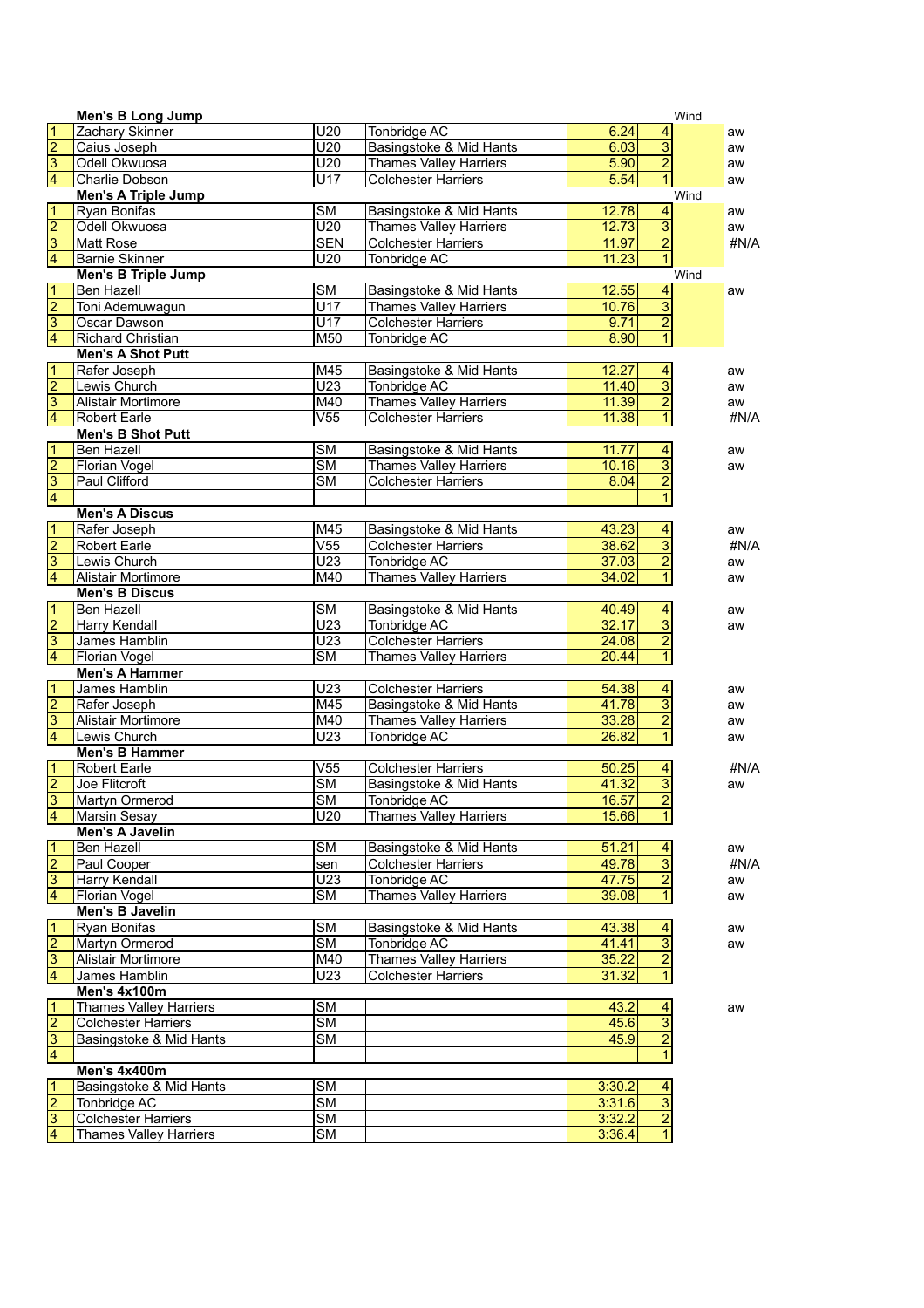| Pos | Men's B Long Jump | | | | | Wind | |
|---|---|---|---|---|---|---|---|
| 1 | Zachary Skinner | U20 | Tonbridge AC | 6.24 | 4 | | aw |
| 2 | Caius Joseph | U20 | Basingstoke & Mid Hants | 6.03 | 3 | | aw |
| 3 | Odell Okwuosa | U20 | Thames Valley Harriers | 5.90 | 2 | | aw |
| 4 | Charlie Dobson | U17 | Colchester Harriers | 5.54 | 1 | | aw |

| Pos | Men's A Triple Jump | | | | | Wind | |
|---|---|---|---|---|---|---|---|
| 1 | Ryan Bonifas | SM | Basingstoke & Mid Hants | 12.78 | 4 | | aw |
| 2 | Odell Okwuosa | U20 | Thames Valley Harriers | 12.73 | 3 | | aw |
| 3 | Matt Rose | SEN | Colchester Harriers | 11.97 | 2 | | #N/A |
| 4 | Barnie Skinner | U20 | Tonbridge AC | 11.23 | 1 | | |

| Pos | Men's B Triple Jump | | | | | Wind | |
|---|---|---|---|---|---|---|---|
| 1 | Ben Hazell | SM | Basingstoke & Mid Hants | 12.55 | 4 | | aw |
| 2 | Toni Ademuwagun | U17 | Thames Valley Harriers | 10.76 | 3 | | |
| 3 | Oscar Dawson | U17 | Colchester Harriers | 9.71 | 2 | | |
| 4 | Richard Christian | M50 | Tonbridge AC | 8.90 | 1 | | |

| Pos | Men's A Shot Putt | | | | | |
|---|---|---|---|---|---|---|
| 1 | Rafer Joseph | M45 | Basingstoke & Mid Hants | 12.27 | 4 | aw |
| 2 | Lewis Church | U23 | Tonbridge AC | 11.40 | 3 | aw |
| 3 | Alistair Mortimore | M40 | Thames Valley Harriers | 11.39 | 2 | aw |
| 4 | Robert Earle | V55 | Colchester Harriers | 11.38 | 1 | #N/A |

| Pos | Men's B Shot Putt | | | | | |
|---|---|---|---|---|---|---|
| 1 | Ben Hazell | SM | Basingstoke & Mid Hants | 11.77 | 4 | aw |
| 2 | Florian Vogel | SM | Thames Valley Harriers | 10.16 | 3 | aw |
| 3 | Paul Clifford | SM | Colchester Harriers | 8.04 | 2 | |
| 4 | | | | | 1 | |

| Pos | Men's A Discus | | | | | |
|---|---|---|---|---|---|---|
| 1 | Rafer Joseph | M45 | Basingstoke & Mid Hants | 43.23 | 4 | aw |
| 2 | Robert Earle | V55 | Colchester Harriers | 38.62 | 3 | #N/A |
| 3 | Lewis Church | U23 | Tonbridge AC | 37.03 | 2 | aw |
| 4 | Alistair Mortimore | M40 | Thames Valley Harriers | 34.02 | 1 | aw |

| Pos | Men's B Discus | | | | | |
|---|---|---|---|---|---|---|
| 1 | Ben Hazell | SM | Basingstoke & Mid Hants | 40.49 | 4 | aw |
| 2 | Harry Kendall | U23 | Tonbridge AC | 32.17 | 3 | aw |
| 3 | James Hamblin | U23 | Colchester Harriers | 24.08 | 2 | |
| 4 | Florian Vogel | SM | Thames Valley Harriers | 20.44 | 1 | |

| Pos | Men's A Hammer | | | | | |
|---|---|---|---|---|---|---|
| 1 | James Hamblin | U23 | Colchester Harriers | 54.38 | 4 | aw |
| 2 | Rafer Joseph | M45 | Basingstoke & Mid Hants | 41.78 | 3 | aw |
| 3 | Alistair Mortimore | M40 | Thames Valley Harriers | 33.28 | 2 | aw |
| 4 | Lewis Church | U23 | Tonbridge AC | 26.82 | 1 | aw |

| Pos | Men's B Hammer | | | | | |
|---|---|---|---|---|---|---|
| 1 | Robert Earle | V55 | Colchester Harriers | 50.25 | 4 | #N/A |
| 2 | Joe Flitcroft | SM | Basingstoke & Mid Hants | 41.32 | 3 | aw |
| 3 | Martyn Ormerod | SM | Tonbridge AC | 16.57 | 2 | |
| 4 | Marsin Sesay | U20 | Thames Valley Harriers | 15.66 | 1 | |

| Pos | Men's A Javelin | | | | | |
|---|---|---|---|---|---|---|
| 1 | Ben Hazell | SM | Basingstoke & Mid Hants | 51.21 | 4 | aw |
| 2 | Paul Cooper | sen | Colchester Harriers | 49.78 | 3 | #N/A |
| 3 | Harry Kendall | U23 | Tonbridge AC | 47.75 | 2 | aw |
| 4 | Florian Vogel | SM | Thames Valley Harriers | 39.08 | 1 | aw |

| Pos | Men's B Javelin | | | | | |
|---|---|---|---|---|---|---|
| 1 | Ryan Bonifas | SM | Basingstoke & Mid Hants | 43.38 | 4 | aw |
| 2 | Martyn Ormerod | SM | Tonbridge AC | 41.41 | 3 | aw |
| 3 | Alistair Mortimore | M40 | Thames Valley Harriers | 35.22 | 2 | |
| 4 | James Hamblin | U23 | Colchester Harriers | 31.32 | 1 | |

| Pos | Men's 4x100m | | | | | |
|---|---|---|---|---|---|---|
| 1 | Thames Valley Harriers | SM | | 43.2 | 4 | aw |
| 2 | Colchester Harriers | SM | | 45.6 | 3 | |
| 3 | Basingstoke & Mid Hants | SM | | 45.9 | 2 | |
| 4 | | | | | 1 | |

| Pos | Men's 4x400m | | | | |
|---|---|---|---|---|---|
| 1 | Basingstoke & Mid Hants | SM | | 3:30.2 | 4 |
| 2 | Tonbridge AC | SM | | 3:31.6 | 3 |
| 3 | Colchester Harriers | SM | | 3:32.2 | 2 |
| 4 | Thames Valley Harriers | SM | | 3:36.4 | 1 |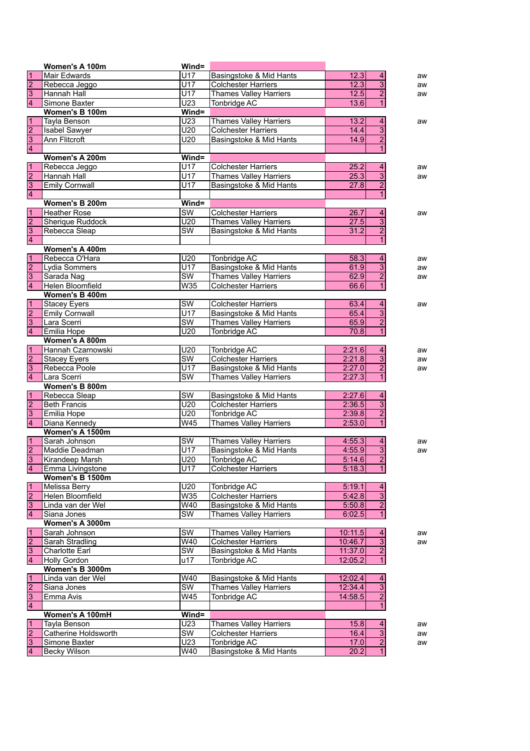| | Women's A 100m | Wind= | | | | |
|---|---|---|---|---|---|---|
| 1 | Mair Edwards | U17 | Basingstoke & Mid Hants | 12.3 | 4 | aw |
| 2 | Rebecca Jeggo | U17 | Colchester Harriers | 12.3 | 3 | aw |
| 3 | Hannah Hall | U17 | Thames Valley Harriers | 12.5 | 2 | aw |
| 4 | Simone Baxter | U23 | Tonbridge AC | 13.6 | 1 | |
| | **Women's B 100m** | **Wind=** | | | | |
| 1 | Tayla Benson | U23 | Thames Valley Harriers | 13.2 | 4 | aw |
| 2 | Isabel Sawyer | U20 | Colchester Harriers | 14.4 | 3 | |
| 3 | Ann Flitcroft | U20 | Basingstoke & Mid Hants | 14.9 | 2 | |
| 4 | | | | | 1 | |
| | **Women's A 200m** | **Wind=** | | | | |
| 1 | Rebecca Jeggo | U17 | Colchester Harriers | 25.2 | 4 | aw |
| 2 | Hannah Hall | U17 | Thames Valley Harriers | 25.3 | 3 | aw |
| 3 | Emily Cornwall | U17 | Basingstoke & Mid Hants | 27.8 | 2 | |
| 4 | | | | | 1 | |
| | **Women's B 200m** | **Wind=** | | | | |
| 1 | Heather Rose | SW | Colchester Harriers | 26.7 | 4 | aw |
| 2 | Sherique Ruddock | U20 | Thames Valley Harriers | 27.5 | 3 | |
| 3 | Rebecca Sleap | SW | Basingstoke & Mid Hants | 31.2 | 2 | |
| 4 | | | | | 1 | |
| | **Women's A 400m** | | | | | |
| 1 | Rebecca O'Hara | U20 | Tonbridge AC | 58.3 | 4 | aw |
| 2 | Lydia Sommers | U17 | Basingstoke & Mid Hants | 61.9 | 3 | aw |
| 3 | Sarada Nag | SW | Thames Valley Harriers | 62.9 | 2 | aw |
| 4 | Helen Bloomfield | W35 | Colchester Harriers | 66.6 | 1 | |
| | **Women's B 400m** | | | | | |
| 1 | Stacey Eyers | SW | Colchester Harriers | 63.4 | 4 | aw |
| 2 | Emily Cornwall | U17 | Basingstoke & Mid Hants | 65.4 | 3 | |
| 3 | Lara Scerri | SW | Thames Valley Harriers | 65.9 | 2 | |
| 4 | Emilia Hope | U20 | Tonbridge AC | 70.8 | 1 | |
| | **Women's A 800m** | | | | | |
| 1 | Hannah Czarnowski | U20 | Tonbridge AC | 2:21.6 | 4 | aw |
| 2 | Stacey Eyers | SW | Colchester Harriers | 2:21.8 | 3 | aw |
| 3 | Rebecca Poole | U17 | Basingstoke & Mid Hants | 2:27.0 | 2 | aw |
| 4 | Lara Scerri | SW | Thames Valley Harriers | 2:27.3 | 1 | |
| | **Women's B 800m** | | | | | |
| 1 | Rebecca Sleap | SW | Basingstoke & Mid Hants | 2:27.6 | 4 | |
| 2 | Beth Francis | U20 | Colchester Harriers | 2:36.5 | 3 | |
| 3 | Emilia Hope | U20 | Tonbridge AC | 2:39.8 | 2 | |
| 4 | Diana Kennedy | W45 | Thames Valley Harriers | 2:53.0 | 1 | |
| | **Women's A 1500m** | | | | | |
| 1 | Sarah Johnson | SW | Thames Valley Harriers | 4:55.3 | 4 | aw |
| 2 | Maddie Deadman | U17 | Basingstoke & Mid Hants | 4:55.9 | 3 | aw |
| 3 | Kirandeep Marsh | U20 | Tonbridge AC | 5:14.6 | 2 | |
| 4 | Emma Livingstone | U17 | Colchester Harriers | 5:18.3 | 1 | |
| | **Women's B 1500m** | | | | | |
| 1 | Melissa Berry | U20 | Tonbridge AC | 5:19.1 | 4 | |
| 2 | Helen Bloomfield | W35 | Colchester Harriers | 5:42.8 | 3 | |
| 3 | Linda van der Wel | W40 | Basingstoke & Mid Hants | 5:50.8 | 2 | |
| 4 | Siana Jones | SW | Thames Valley Harriers | 6:02.5 | 1 | |
| | **Women's A 3000m** | | | | | |
| 1 | Sarah Johnson | SW | Thames Valley Harriers | 10:11.5 | 4 | aw |
| 2 | Sarah Stradling | W40 | Colchester Harriers | 10:46.7 | 3 | aw |
| 3 | Charlotte Earl | SW | Basingstoke & Mid Hants | 11:37.0 | 2 | |
| 4 | Holly Gordon | u17 | Tonbridge AC | 12:05.2 | 1 | |
| | **Women's B 3000m** | | | | | |
| 1 | Linda van der Wel | W40 | Basingstoke & Mid Hants | 12:02.4 | 4 | |
| 2 | Siana Jones | SW | Thames Valley Harriers | 12:34.4 | 3 | |
| 3 | Emma Avis | W45 | Tonbridge AC | 14:58.5 | 2 | |
| 4 | | | | | 1 | |
| | **Women's A 100mH** | **Wind=** | | | | |
| 1 | Tayla Benson | U23 | Thames Valley Harriers | 15.8 | 4 | aw |
| 2 | Catherine Holdsworth | SW | Colchester Harriers | 16.4 | 3 | aw |
| 3 | Simone Baxter | U23 | Tonbridge AC | 17.0 | 2 | aw |
| 4 | Becky Wilson | W40 | Basingstoke & Mid Hants | 20.2 | 1 | |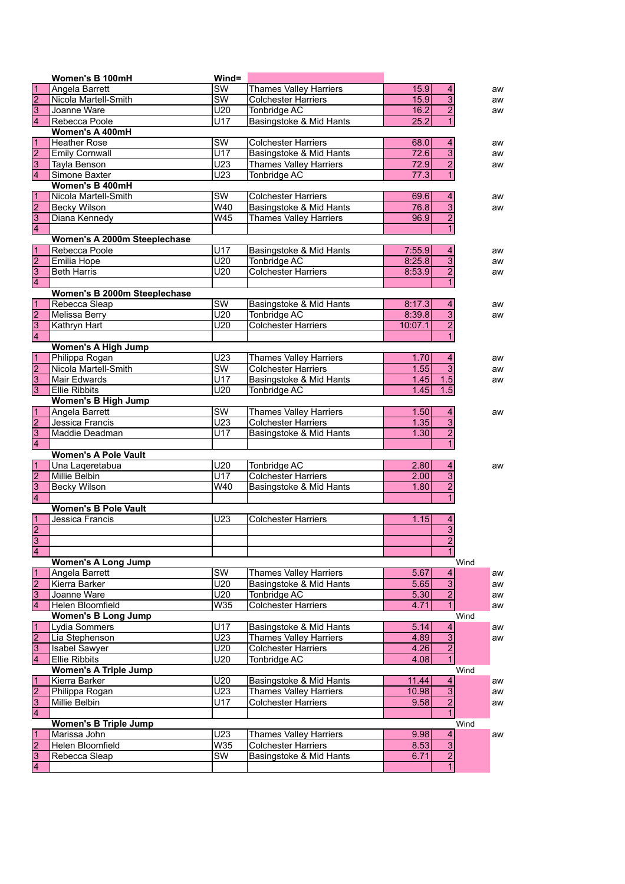| | Women's B 100mH | Wind= | | | | | |
|---|---|---|---|---|---|---|---|
| 1 | Angela Barrett | SW | Thames Valley Harriers | 15.9 | 4 | | aw |
| 2 | Nicola Martell-Smith | SW | Colchester Harriers | 15.9 | 3 | | aw |
| 3 | Joanne Ware | U20 | Tonbridge AC | 16.2 | 2 | | aw |
| 4 | Rebecca Poole | U17 | Basingstoke & Mid Hants | 25.2 | 1 | | |
| | **Women's A 400mH** | | | | | | |
| 1 | Heather Rose | SW | Colchester Harriers | 68.0 | 4 | | aw |
| 2 | Emily Cornwall | U17 | Basingstoke & Mid Hants | 72.6 | 3 | | aw |
| 3 | Tayla Benson | U23 | Thames Valley Harriers | 72.9 | 2 | | aw |
| 4 | Simone Baxter | U23 | Tonbridge AC | 77.3 | 1 | | |
| | **Women's B 400mH** | | | | | | |
| 1 | Nicola Martell-Smith | SW | Colchester Harriers | 69.6 | 4 | | aw |
| 2 | Becky Wilson | W40 | Basingstoke & Mid Hants | 76.8 | 3 | | aw |
| 3 | Diana Kennedy | W45 | Thames Valley Harriers | 96.9 | 2 | | |
| 4 | | | | | 1 | | |
| | **Women's A 2000m Steeplechase** | | | | | | |
| 1 | Rebecca Poole | U17 | Basingstoke & Mid Hants | 7:55.9 | 4 | | aw |
| 2 | Emilia Hope | U20 | Tonbridge AC | 8:25.8 | 3 | | aw |
| 3 | Beth Harris | U20 | Colchester Harriers | 8:53.9 | 2 | | aw |
| 4 | | | | | 1 | | |
| | **Women's B 2000m Steeplechase** | | | | | | |
| 1 | Rebecca Sleap | SW | Basingstoke & Mid Hants | 8:17.3 | 4 | | aw |
| 2 | Melissa Berry | U20 | Tonbridge AC | 8:39.8 | 3 | | aw |
| 3 | Kathryn Hart | U20 | Colchester Harriers | 10:07.1 | 2 | | |
| 4 | | | | | 1 | | |
| | **Women's A High Jump** | | | | | | |
| 1 | Philippa Rogan | U23 | Thames Valley Harriers | 1.70 | 4 | | aw |
| 2 | Nicola Martell-Smith | SW | Colchester Harriers | 1.55 | 3 | | aw |
| 3 | Mair Edwards | U17 | Basingstoke & Mid Hants | 1.45 | 1.5 | | aw |
| 3 | Ellie Ribbits | U20 | Tonbridge AC | 1.45 | 1.5 | | |
| | **Women's B High Jump** | | | | | | |
| 1 | Angela Barrett | SW | Thames Valley Harriers | 1.50 | 4 | | aw |
| 2 | Jessica Francis | U23 | Colchester Harriers | 1.35 | 3 | | |
| 3 | Maddie Deadman | U17 | Basingstoke & Mid Hants | 1.30 | 2 | | |
| 4 | | | | | 1 | | |
| | **Women's A Pole Vault** | | | | | | |
| 1 | Una Laqeretabua | U20 | Tonbridge AC | 2.80 | 4 | | aw |
| 2 | Millie Belbin | U17 | Colchester Harriers | 2.00 | 3 | | |
| 3 | Becky Wilson | W40 | Basingstoke & Mid Hants | 1.80 | 2 | | |
| 4 | | | | | 1 | | |
| | **Women's B Pole Vault** | | | | | | |
| 1 | Jessica Francis | U23 | Colchester Harriers | 1.15 | 4 | | |
| 2 | | | | | 3 | | |
| 3 | | | | | 2 | | |
| 4 | | | | | 1 | | |
| | **Women's A Long Jump** | | | | | Wind | |
| 1 | Angela Barrett | SW | Thames Valley Harriers | 5.67 | 4 | | aw |
| 2 | Kierra Barker | U20 | Basingstoke & Mid Hants | 5.65 | 3 | | aw |
| 3 | Joanne Ware | U20 | Tonbridge AC | 5.30 | 2 | | aw |
| 4 | Helen Bloomfield | W35 | Colchester Harriers | 4.71 | 1 | | aw |
| | **Women's B Long Jump** | | | | | Wind | |
| 1 | Lydia Sommers | U17 | Basingstoke & Mid Hants | 5.14 | 4 | | aw |
| 2 | Lia Stephenson | U23 | Thames Valley Harriers | 4.89 | 3 | | aw |
| 3 | Isabel Sawyer | U20 | Colchester Harriers | 4.26 | 2 | | |
| 4 | Ellie Ribbits | U20 | Tonbridge AC | 4.08 | 1 | | |
| | **Women's A Triple Jump** | | | | | Wind | |
| 1 | Kierra Barker | U20 | Basingstoke & Mid Hants | 11.44 | 4 | | aw |
| 2 | Philippa Rogan | U23 | Thames Valley Harriers | 10.98 | 3 | | aw |
| 3 | Millie Belbin | U17 | Colchester Harriers | 9.58 | 2 | | aw |
| 4 | | | | | 1 | | |
| | **Women's B Triple Jump** | | | | | Wind | |
| 1 | Marissa John | U23 | Thames Valley Harriers | 9.98 | 4 | | aw |
| 2 | Helen Bloomfield | W35 | Colchester Harriers | 8.53 | 3 | | |
| 3 | Rebecca Sleap | SW | Basingstoke & Mid Hants | 6.71 | 2 | | |
| 4 | | | | | 1 | | |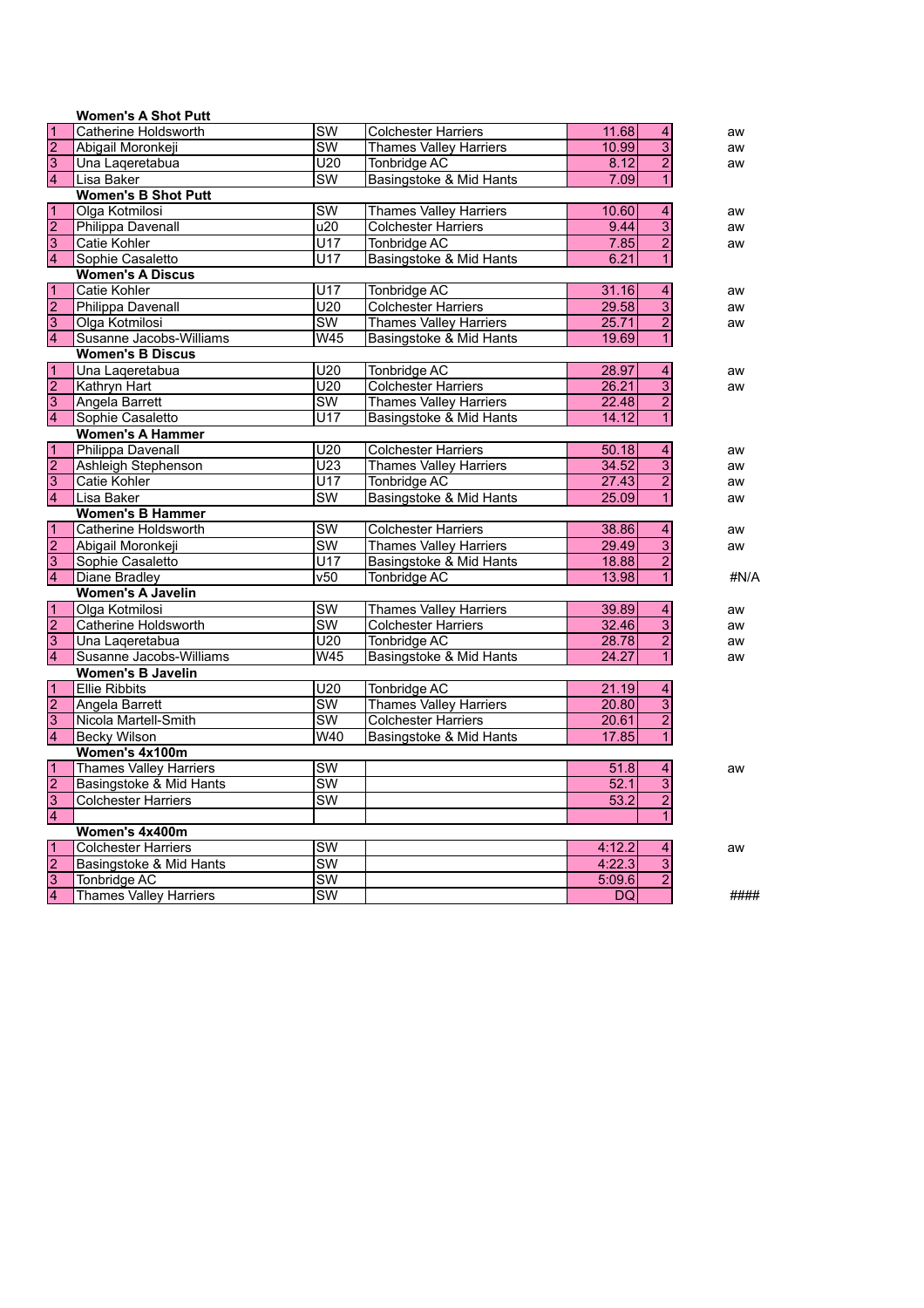| | Women's A Shot Putt | | | | | |
|---|---|---|---|---|---|---|
| 1 | Catherine Holdsworth | SW | Colchester Harriers | 11.68 | 4 | aw |
| 2 | Abigail Moronkeji | SW | Thames Valley Harriers | 10.99 | 3 | aw |
| 3 | Una Laqeretabua | U20 | Tonbridge AC | 8.12 | 2 | aw |
| 4 | Lisa Baker | SW | Basingstoke & Mid Hants | 7.09 | 1 | |
| | **Women's B Shot Putt** | | | | | |
| 1 | Olga Kotmilosi | SW | Thames Valley Harriers | 10.60 | 4 | aw |
| 2 | Philippa Davenall | u20 | Colchester Harriers | 9.44 | 3 | aw |
| 3 | Catie Kohler | U17 | Tonbridge AC | 7.85 | 2 | aw |
| 4 | Sophie Casaletto | U17 | Basingstoke & Mid Hants | 6.21 | 1 | |
| | **Women's A Discus** | | | | | |
| 1 | Catie Kohler | U17 | Tonbridge AC | 31.16 | 4 | aw |
| 2 | Philippa Davenall | U20 | Colchester Harriers | 29.58 | 3 | aw |
| 3 | Olga Kotmilosi | SW | Thames Valley Harriers | 25.71 | 2 | aw |
| 4 | Susanne Jacobs-Williams | W45 | Basingstoke & Mid Hants | 19.69 | 1 | |
| | **Women's B Discus** | | | | | |
| 1 | Una Laqeretabua | U20 | Tonbridge AC | 28.97 | 4 | aw |
| 2 | Kathryn Hart | U20 | Colchester Harriers | 26.21 | 3 | aw |
| 3 | Angela Barrett | SW | Thames Valley Harriers | 22.48 | 2 | |
| 4 | Sophie Casaletto | U17 | Basingstoke & Mid Hants | 14.12 | 1 | |
| | **Women's A Hammer** | | | | | |
| 1 | Philippa Davenall | U20 | Colchester Harriers | 50.18 | 4 | aw |
| 2 | Ashleigh Stephenson | U23 | Thames Valley Harriers | 34.52 | 3 | aw |
| 3 | Catie Kohler | U17 | Tonbridge AC | 27.43 | 2 | aw |
| 4 | Lisa Baker | SW | Basingstoke & Mid Hants | 25.09 | 1 | aw |
| | **Women's B Hammer** | | | | | |
| 1 | Catherine Holdsworth | SW | Colchester Harriers | 38.86 | 4 | aw |
| 2 | Abigail Moronkeji | SW | Thames Valley Harriers | 29.49 | 3 | aw |
| 3 | Sophie Casaletto | U17 | Basingstoke & Mid Hants | 18.88 | 2 | |
| 4 | Diane Bradley | v50 | Tonbridge AC | 13.98 | 1 | #N/A |
| | **Women's A Javelin** | | | | | |
| 1 | Olga Kotmilosi | SW | Thames Valley Harriers | 39.89 | 4 | aw |
| 2 | Catherine Holdsworth | SW | Colchester Harriers | 32.46 | 3 | aw |
| 3 | Una Laqeretabua | U20 | Tonbridge AC | 28.78 | 2 | aw |
| 4 | Susanne Jacobs-Williams | W45 | Basingstoke & Mid Hants | 24.27 | 1 | aw |
| | **Women's B Javelin** | | | | | |
| 1 | Ellie Ribbits | U20 | Tonbridge AC | 21.19 | 4 | |
| 2 | Angela Barrett | SW | Thames Valley Harriers | 20.80 | 3 | |
| 3 | Nicola Martell-Smith | SW | Colchester Harriers | 20.61 | 2 | |
| 4 | Becky Wilson | W40 | Basingstoke & Mid Hants | 17.85 | 1 | |
| | **Women's 4x100m** | | | | | |
| 1 | Thames Valley Harriers | SW | | 51.8 | 4 | aw |
| 2 | Basingstoke & Mid Hants | SW | | 52.1 | 3 | |
| 3 | Colchester Harriers | SW | | 53.2 | 2 | |
| 4 | | | | | 1 | |
| | **Women's 4x400m** | | | | | |
| 1 | Colchester Harriers | SW | | 4:12.2 | 4 | aw |
| 2 | Basingstoke & Mid Hants | SW | | 4:22.3 | 3 | |
| 3 | Tonbridge AC | SW | | 5:09.6 | 2 | |
| 4 | Thames Valley Harriers | SW | | DQ | | #### |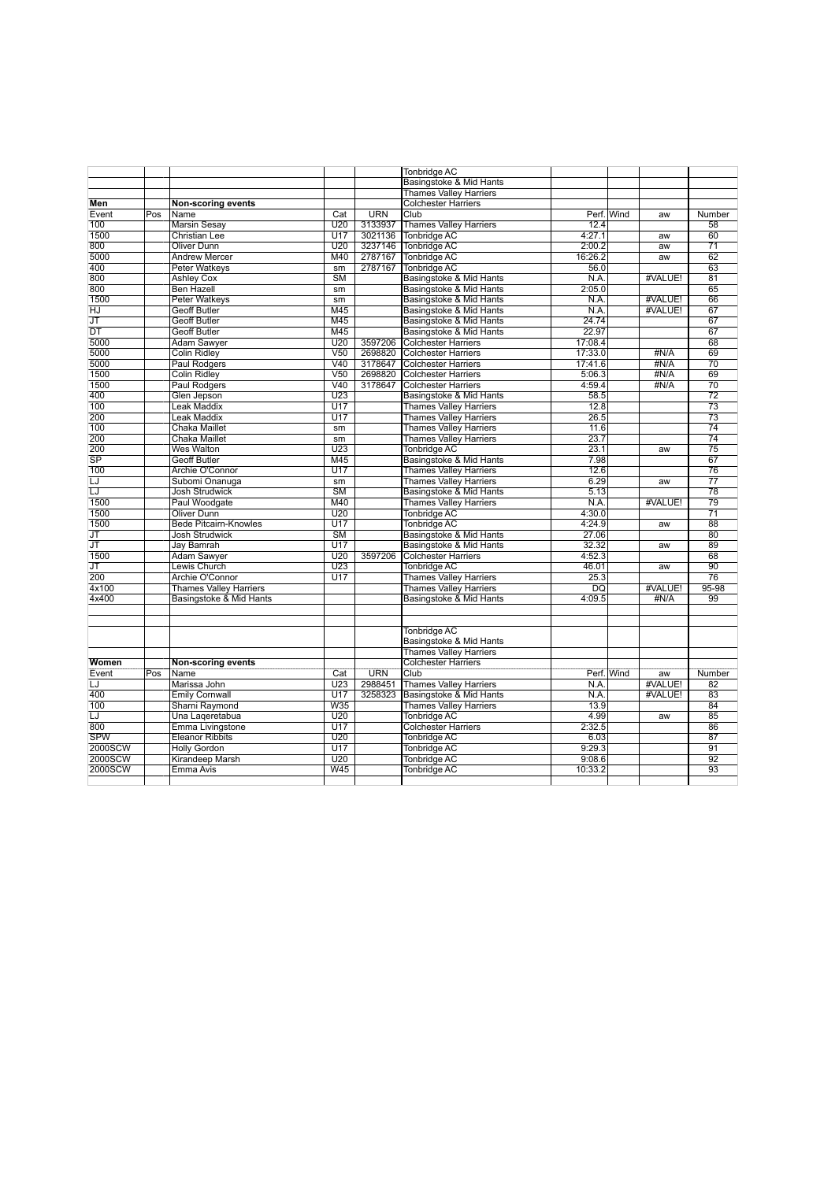| | | | | | | | | | |
|---|---|---|---|---|---|---|---|---|---|
| | | | | | Tonbridge AC | | | | |
| | | | | | Basingstoke & Mid Hants | | | | |
| | | | | | Thames Valley Harriers | | | | |
| **Men** | | **Non-scoring events** | | | Colchester Harriers | | | | |
| Event | Pos | Name | Cat | URN | Club | Perf. | Wind | aw | Number |
| 100 | | Marsin Sesay | U20 | 3133937 | Thames Valley Harriers | 12.4 | | | 58 |
| 1500 | | Christian Lee | U17 | 3021136 | Tonbridge AC | 4:27.1 | | aw | 60 |
| 800 | | Oliver Dunn | U20 | 3237146 | Tonbridge AC | 2:00.2 | | aw | 71 |
| 5000 | | Andrew Mercer | M40 | 2787167 | Tonbridge AC | 16:26.2 | | aw | 62 |
| 400 | | Peter Watkeys | sm | 2787167 | Tonbridge AC | 56.0 | | | 63 |
| 800 | | Ashley Cox | SM | | Basingstoke & Mid Hants | N.A. | | #VALUE! | 81 |
| 800 | | Ben Hazell | sm | | Basingstoke & Mid Hants | 2:05.0 | | | 65 |
| 1500 | | Peter Watkeys | sm | | Basingstoke & Mid Hants | N.A. | | #VALUE! | 66 |
| HJ | | Geoff Butler | M45 | | Basingstoke & Mid Hants | N.A. | | #VALUE! | 67 |
| JT | | Geoff Butler | M45 | | Basingstoke & Mid Hants | 24.74 | | | 67 |
| DT | | Geoff Butler | M45 | | Basingstoke & Mid Hants | 22.97 | | | 67 |
| 5000 | | Adam Sawyer | U20 | 3597206 | Colchester Harriers | 17:08.4 | | | 68 |
| 5000 | | Colin Ridley | V50 | 2698820 | Colchester Harriers | 17:33.0 | | #N/A | 69 |
| 5000 | | Paul Rodgers | V40 | 3178647 | Colchester Harriers | 17:41.6 | | #N/A | 70 |
| 1500 | | Colin Ridley | V50 | 2698820 | Colchester Harriers | 5:06.3 | | #N/A | 69 |
| 1500 | | Paul Rodgers | V40 | 3178647 | Colchester Harriers | 4:59.4 | | #N/A | 70 |
| 400 | | Glen Jepson | U23 | | Basingstoke & Mid Hants | 58.5 | | | 72 |
| 100 | | Leak Maddix | U17 | | Thames Valley Harriers | 12.8 | | | 73 |
| 200 | | Leak Maddix | U17 | | Thames Valley Harriers | 26.5 | | | 73 |
| 100 | | Chaka Maillet | sm | | Thames Valley Harriers | 11.6 | | | 74 |
| 200 | | Chaka Maillet | sm | | Thames Valley Harriers | 23.7 | | | 74 |
| 200 | | Wes Walton | U23 | | Tonbridge AC | 23.1 | | aw | 75 |
| SP | | Geoff Butler | M45 | | Basingstoke & Mid Hants | 7.98 | | | 67 |
| 100 | | Archie O'Connor | U17 | | Thames Valley Harriers | 12.6 | | | 76 |
| LJ | | Subomi Onanuga | sm | | Thames Valley Harriers | 6.29 | | aw | 77 |
| LJ | | Josh Strudwick | SM | | Basingstoke & Mid Hants | 5.13 | | | 78 |
| 1500 | | Paul Woodgate | M40 | | Thames Valley Harriers | N.A. | | #VALUE! | 79 |
| 1500 | | Oliver Dunn | U20 | | Tonbridge AC | 4:30.0 | | | 71 |
| 1500 | | Bede Pitcairn-Knowles | U17 | | Tonbridge AC | 4:24.9 | | aw | 88 |
| JT | | Josh Strudwick | SM | | Basingstoke & Mid Hants | 27.06 | | | 80 |
| JT | | Jay Bamrah | U17 | | Basingstoke & Mid Hants | 32.32 | | aw | 89 |
| 1500 | | Adam Sawyer | U20 | 3597206 | Colchester Harriers | 4:52.3 | | | 68 |
| JT | | Lewis Church | U23 | | Tonbridge AC | 46.01 | | aw | 90 |
| 200 | | Archie O'Connor | U17 | | Thames Valley Harriers | 25.3 | | | 76 |
| 4x100 | | Thames Valley Harriers | | | Thames Valley Harriers | DQ | | #VALUE! | 95-98 |
| 4x400 | | Basingstoke & Mid Hants | | | Basingstoke & Mid Hants | 4:09.5 | | #N/A | 99 |

| | | | | | | | | | |
|---|---|---|---|---|---|---|---|---|---|
| | | | | | Tonbridge AC | | | | |
| | | | | | Basingstoke & Mid Hants | | | | |
| | | | | | Thames Valley Harriers | | | | |
| **Women** | | **Non-scoring events** | | | Colchester Harriers | | | | |
| Event | Pos | Name | Cat | URN | Club | Perf. | Wind | aw | Number |
| LJ | | Marissa John | U23 | 2988451 | Thames Valley Harriers | N.A. | | #VALUE! | 82 |
| 400 | | Emily Cornwall | U17 | 3258323 | Basingstoke & Mid Hants | N.A. | | #VALUE! | 83 |
| 100 | | Sharni Raymond | W35 | | Thames Valley Harriers | 13.9 | | | 84 |
| LJ | | Una Laqeretabua | U20 | | Tonbridge AC | 4.99 | | aw | 85 |
| 800 | | Emma Livingstone | U17 | | Colchester Harriers | 2:32.5 | | | 86 |
| SPW | | Eleanor Ribbits | U20 | | Tonbridge AC | 6.03 | | | 87 |
| 2000SCW | | Holly Gordon | U17 | | Tonbridge AC | 9:29.3 | | | 91 |
| 2000SCW | | Kirandeep Marsh | U20 | | Tonbridge AC | 9:08.6 | | | 92 |
| 2000SCW | | Emma Avis | W45 | | Tonbridge AC | 10:33.2 | | | 93 |